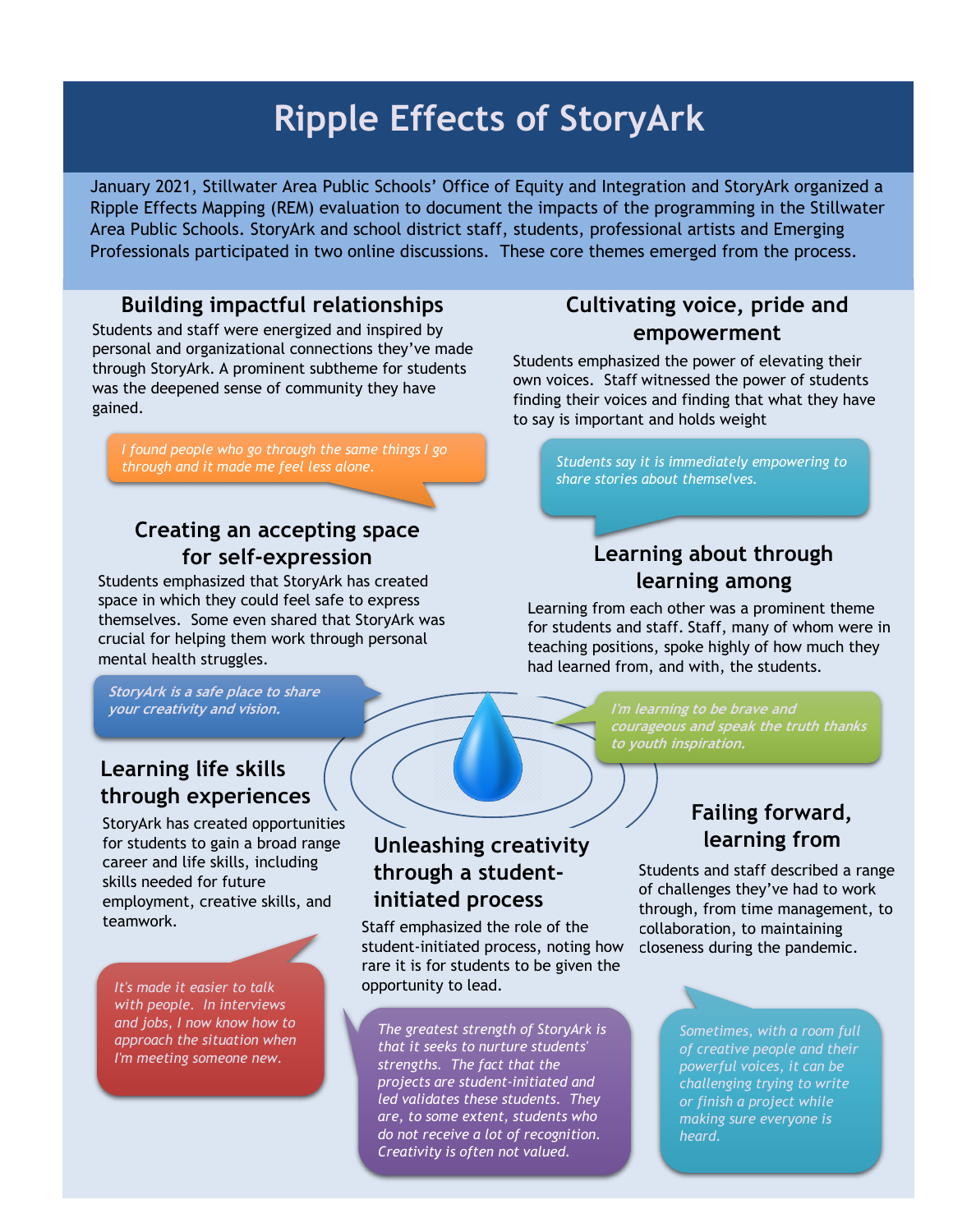# Ripple Effects of StoryArk

January 2021, Stillwater Area Public Schools' Office of Equity and Integration and StoryArk organized a Ripple Effects Mapping (REM) evaluation to document the impacts of the programming in the Stillwater Area Public Schools. StoryArk and school district staff, students, professional artists and Emerging Professionals participated in two online discussions. These core themes emerged from the process.

## Building impactful relationships

Students and staff were energized and inspired by personal and organizational connections they've made through StoryArk. A prominent subtheme for students was the deepened sense of community they have gained.

*I found people who go through the same things I go through and it made me feel less alone.*

## Cultivating voice, pride and empowerment

Students emphasized the power of elevating their own voices. Staff witnessed the power of students finding their voices and finding that what they have to say is important and holds weight

*Students say it is immediately empowering to share stories about themselves.*

## Creating an accepting space for self-expression

Students emphasized that StoryArk has created space in which they could feel safe to express themselves. Some even shared that StoryArk was crucial for helping them work through personal mental health struggles.

*StoryArk is a safe place to share your creativity and vision.*

## Learning about through learning among

Learning from each other was a prominent theme for students and staff. Staff, many of whom were in teaching positions, spoke highly of how much they had learned from, and with, the students.

*I'm learning to be brave and courageous and speak the truth thanks to youth inspiration.*

## Learning life skills through experiences

StoryArk has created opportunities for students to gain a broad range career and life skills, including skills needed for future employment, creative skills, and teamwork.

*It's made it easier to talk with people. In interviews and jobs, I now know how to approach the situation when I'm meeting someone new.*

## Unleashing creativity through a student-initiated process

Staff emphasized the role of the student-initiated process, noting how rare it is for students to be given the opportunity to lead.

*The greatest strength of StoryArk is that it seeks to nurture students' strengths. The fact that the projects are student-initiated and led validates these students. They are, to some extent, students who do not receive a lot of recognition. Creativity is often not valued.*

## Failing forward, learning from

Students and staff described a range of challenges they've had to work through, from time management, to collaboration, to maintaining closeness during the pandemic.

*Sometimes, with a room full of creative people and their powerful voices, it can be challenging trying to write or finish a project while making sure everyone is heard.*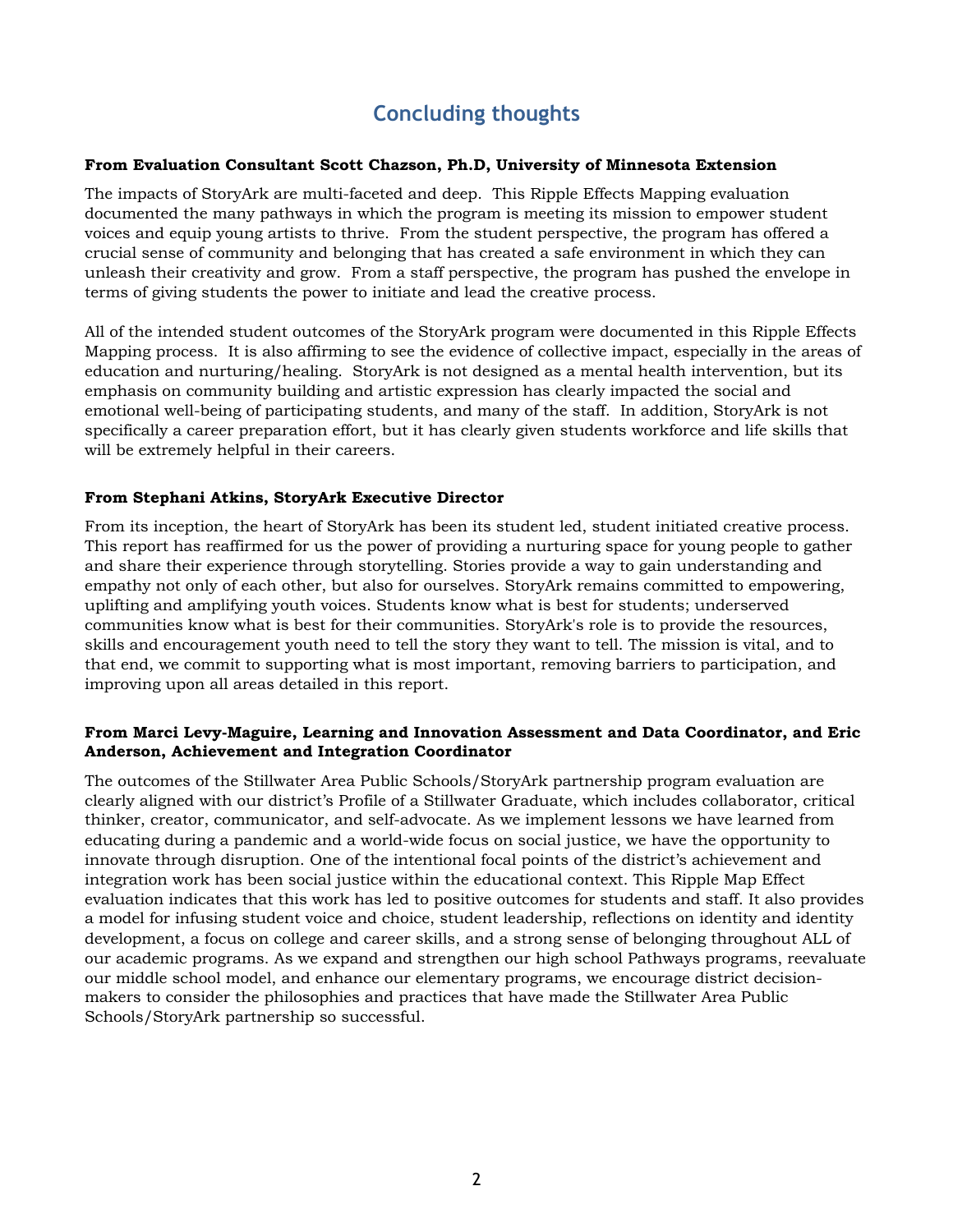## Concluding thoughts

**From Evaluation Consultant Scott Chazson, Ph.D, University of Minnesota Extension**

The impacts of StoryArk are multi-faceted and deep. This Ripple Effects Mapping evaluation documented the many pathways in which the program is meeting its mission to empower student voices and equip young artists to thrive. From the student perspective, the program has offered a crucial sense of community and belonging that has created a safe environment in which they can unleash their creativity and grow. From a staff perspective, the program has pushed the envelope in terms of giving students the power to initiate and lead the creative process.

All of the intended student outcomes of the StoryArk program were documented in this Ripple Effects Mapping process. It is also affirming to see the evidence of collective impact, especially in the areas of education and nurturing/healing. StoryArk is not designed as a mental health intervention, but its emphasis on community building and artistic expression has clearly impacted the social and emotional well-being of participating students, and many of the staff. In addition, StoryArk is not specifically a career preparation effort, but it has clearly given students workforce and life skills that will be extremely helpful in their careers.

**From Stephani Atkins, StoryArk Executive Director**

From its inception, the heart of StoryArk has been its student led, student initiated creative process. This report has reaffirmed for us the power of providing a nurturing space for young people to gather and share their experience through storytelling. Stories provide a way to gain understanding and empathy not only of each other, but also for ourselves. StoryArk remains committed to empowering, uplifting and amplifying youth voices. Students know what is best for students; underserved communities know what is best for their communities. StoryArk's role is to provide the resources, skills and encouragement youth need to tell the story they want to tell. The mission is vital, and to that end, we commit to supporting what is most important, removing barriers to participation, and improving upon all areas detailed in this report.

**From Marci Levy-Maguire, Learning and Innovation Assessment and Data Coordinator, and Eric Anderson, Achievement and Integration Coordinator**

The outcomes of the Stillwater Area Public Schools/StoryArk partnership program evaluation are clearly aligned with our district's Profile of a Stillwater Graduate, which includes collaborator, critical thinker, creator, communicator, and self-advocate. As we implement lessons we have learned from educating during a pandemic and a world-wide focus on social justice, we have the opportunity to innovate through disruption. One of the intentional focal points of the district's achievement and integration work has been social justice within the educational context. This Ripple Map Effect evaluation indicates that this work has led to positive outcomes for students and staff. It also provides a model for infusing student voice and choice, student leadership, reflections on identity and identity development, a focus on college and career skills, and a strong sense of belonging throughout ALL of our academic programs. As we expand and strengthen our high school Pathways programs, reevaluate our middle school model, and enhance our elementary programs, we encourage district decision-makers to consider the philosophies and practices that have made the Stillwater Area Public Schools/StoryArk partnership so successful.